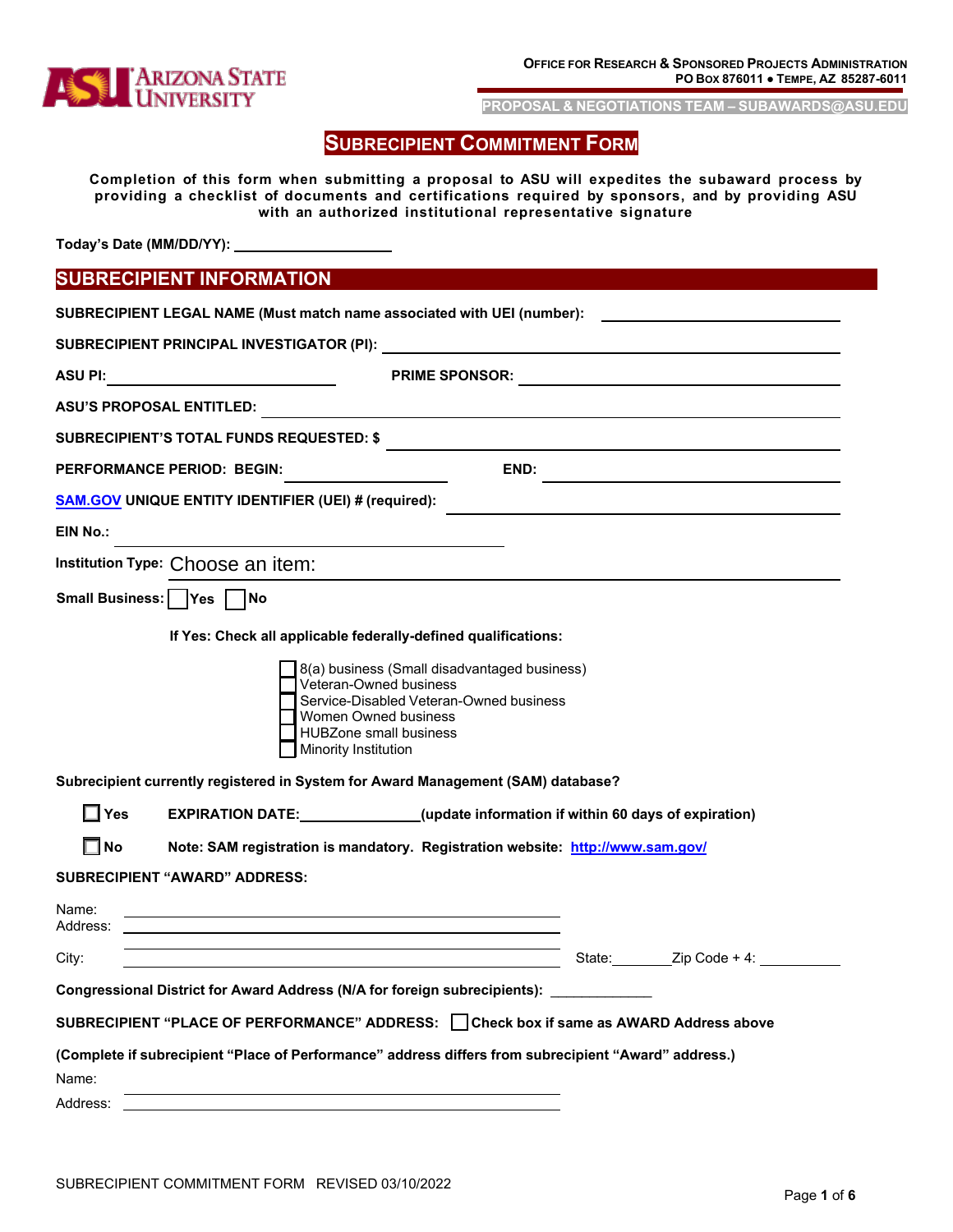Arizona State University

**OFFICE FOR RESEARCH & SPONSORED PROJECTS ADMINISTRATION**
**PO BOX 876011 ● TEMPE, AZ 85287-6011**

**PROPOSAL & NEGOTIATIONS TEAM – SUBAWARDS@ASU.EDU**

# SUBRECIPIENT COMMITMENT FORM

**Completion of this form when submitting a proposal to ASU will expedites the subaward process by providing a checklist of documents and certifications required by sponsors, and by providing ASU with an authorized institutional representative signature**

**Today's Date (MM/DD/YY):** ____________________

## SUBRECIPIENT INFORMATION

**SUBRECIPIENT LEGAL NAME (Must match name associated with UEI (number):** ____________________

**SUBRECIPIENT PRINCIPAL INVESTIGATOR (PI):** ____________________

**ASU PI:** ____________________ **PRIME SPONSOR:** ____________________

**ASU'S PROPOSAL ENTITLED:** ____________________

**SUBRECIPIENT'S TOTAL FUNDS REQUESTED: $** ____________________

**PERFORMANCE PERIOD: BEGIN:** ____________________ **END:** ____________________

**SAM.GOV UNIQUE ENTITY IDENTIFIER (UEI) # (required):** ____________________

**EIN No.:** ____________________

**Institution Type:** Choose an item.

**Small Business:** ☐ Yes ☐ No

**If Yes: Check all applicable federally-defined qualifications:**

- ☐ 8(a) business (Small disadvantaged business)
- ☐ Veteran-Owned business
- ☐ Service-Disabled Veteran-Owned business
- ☐ Women Owned business
- ☐ HUBZone small business
- ☐ Minority Institution

**Subrecipient currently registered in System for Award Management (SAM) database?**

☐ **Yes** **EXPIRATION DATE:**______________**(update information if within 60 days of expiration)**

☐ **No** **Note: SAM registration is mandatory. Registration website: http://www.sam.gov/**

**SUBRECIPIENT "AWARD" ADDRESS:**

Name: ____________________
Address: ____________________

City: ____________________ State:________ Zip Code + 4: ____________

**Congressional District for Award Address (N/A for foreign subrecipients):** ____________

**SUBRECIPIENT "PLACE OF PERFORMANCE" ADDRESS:** ☐ **Check box if same as AWARD Address above**

**(Complete if subrecipient "Place of Performance" address differs from subrecipient "Award" address.)**

Name: ____________________

Address: ____________________

SUBRECIPIENT COMMITMENT FORM REVISED 03/10/2022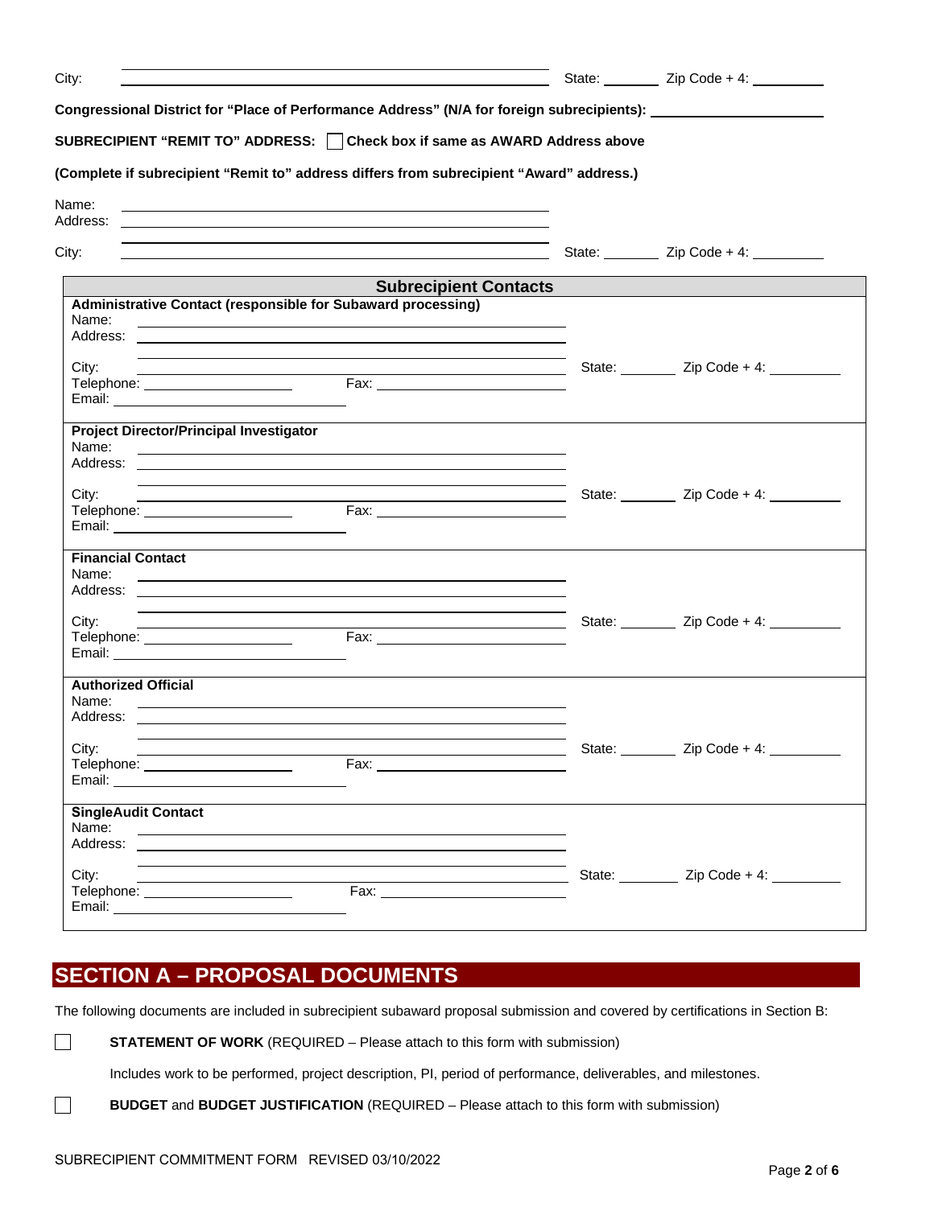City: ______________________________ State: ________ Zip Code + 4: __________

**Congressional District for "Place of Performance Address" (N/A for foreign subrecipients):** ____________________

**SUBRECIPIENT "REMIT TO" ADDRESS:** ☐ **Check box if same as AWARD Address above**

**(Complete if subrecipient "Remit to" address differs from subrecipient "Award" address.)**

Name: ______________________________

Address: ______________________________

City: ______________________________ State: ________ Zip Code + 4: __________

## Subrecipient Contacts

**Administrative Contact (responsible for Subaward processing)**

Name: ______________________________

Address: ______________________________

City: ______________________________ State: ________ Zip Code + 4: __________

Telephone: ______________ Fax: ______________

Email: ______________________________

**Project Director/Principal Investigator**

Name: ______________________________

Address: ______________________________

City: ______________________________ State: ________ Zip Code + 4: __________

Telephone: ______________ Fax: ______________

Email: ______________________________

**Financial Contact**

Name: ______________________________

Address: ______________________________

City: ______________________________ State: ________ Zip Code + 4: __________

Telephone: ______________ Fax: ______________

Email: ______________________________

**Authorized Official**

Name: ______________________________

Address: ______________________________

City: ______________________________ State: ________ Zip Code + 4: __________

Telephone: ______________ Fax: ______________

Email: ______________________________

**SingleAudit Contact**

Name: ______________________________

Address: ______________________________

City: ______________________________ State: ________ Zip Code + 4: __________

Telephone: ______________ Fax: ______________

Email: ______________________________

# SECTION A – PROPOSAL DOCUMENTS

The following documents are included in subrecipient subaward proposal submission and covered by certifications in Section B:

☐ **STATEMENT OF WORK** (REQUIRED – Please attach to this form with submission)

Includes work to be performed, project description, PI, period of performance, deliverables, and milestones.

☐ **BUDGET** and **BUDGET JUSTIFICATION** (REQUIRED – Please attach to this form with submission)

SUBRECIPIENT COMMITMENT FORM REVISED 03/10/2022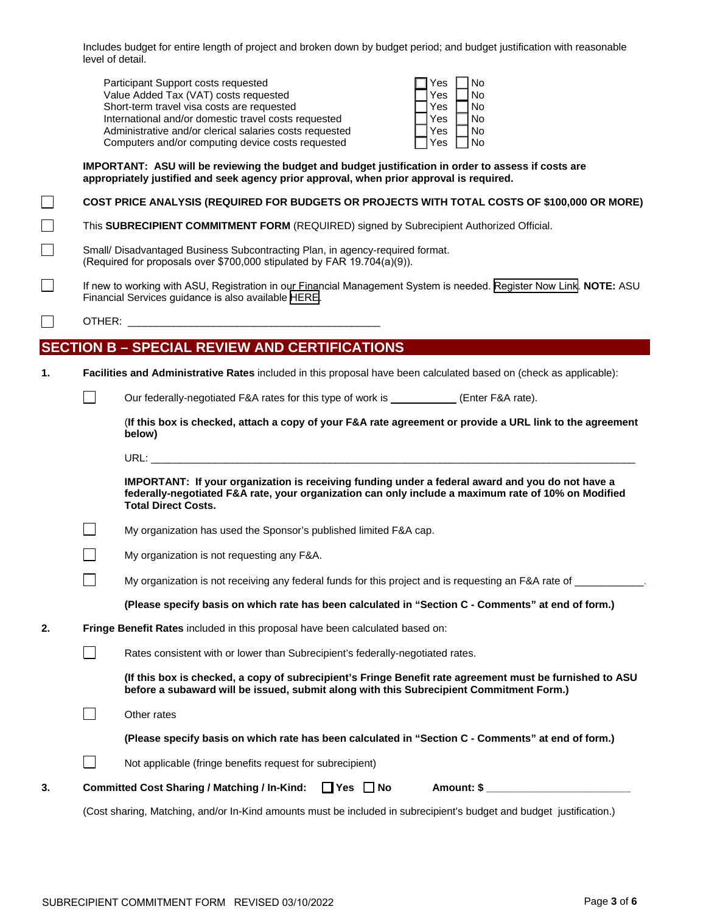Includes budget for entire length of project and broken down by budget period; and budget justification with reasonable level of detail.

| | | |
|---|---|---|
| Participant Support costs requested | ☐ Yes | ☐ No |
| Value Added Tax (VAT) costs requested | ☐ Yes | ☐ No |
| Short-term travel visa costs are requested | ☐ Yes | ☐ No |
| International and/or domestic travel costs requested | ☐ Yes | ☐ No |
| Administrative and/or clerical salaries costs requested | ☐ Yes | ☐ No |
| Computers and/or computing device costs requested | ☐ Yes | ☐ No |

**IMPORTANT: ASU will be reviewing the budget and budget justification in order to assess if costs are appropriately justified and seek agency prior approval, when prior approval is required.**

☐ **COST PRICE ANALYSIS (REQUIRED FOR BUDGETS OR PROJECTS WITH TOTAL COSTS OF $100,000 OR MORE)**

☐ This **SUBRECIPIENT COMMITMENT FORM** (REQUIRED) signed by Subrecipient Authorized Official.

☐ Small/ Disadvantaged Business Subcontracting Plan, in agency-required format. (Required for proposals over $700,000 stipulated by FAR 19.704(a)(9)).

☐ If new to working with ASU, Registration in our Financial Management System is needed. Register Now Link. **NOTE:** ASU Financial Services guidance is also available HERE.

☐ OTHER: ___________________________________________

## SECTION B – SPECIAL REVIEW AND CERTIFICATIONS

**1. Facilities and Administrative Rates** included in this proposal have been calculated based on (check as applicable):

☐ Our federally-negotiated F&A rates for this type of work is ___________ (Enter F&A rate).

(**If this box is checked, attach a copy of your F&A rate agreement or provide a URL link to the agreement below)**

URL: ___________________________________________________________________________

**IMPORTANT: If your organization is receiving funding under a federal award and you do not have a federally-negotiated F&A rate, your organization can only include a maximum rate of 10% on Modified Total Direct Costs.**

☐ My organization has used the Sponsor's published limited F&A cap.

☐ My organization is not requesting any F&A.

☐ My organization is not receiving any federal funds for this project and is requesting an F&A rate of ___________.

**(Please specify basis on which rate has been calculated in "Section C - Comments" at end of form.)**

**2. Fringe Benefit Rates** included in this proposal have been calculated based on:

☐ Rates consistent with or lower than Subrecipient's federally-negotiated rates.

**(If this box is checked, a copy of subrecipient's Fringe Benefit rate agreement must be furnished to ASU before a subaward will be issued, submit along with this Subrecipient Commitment Form.)**

☐ Other rates

**(Please specify basis on which rate has been calculated in "Section C - Comments" at end of form.)**

☐ Not applicable (fringe benefits request for subrecipient)

**3. Committed Cost Sharing / Matching / In-Kind:** ☐ **Yes** ☐ **No** **Amount: $** ________________________

(Cost sharing, Matching, and/or In-Kind amounts must be included in subrecipient's budget and budget justification.)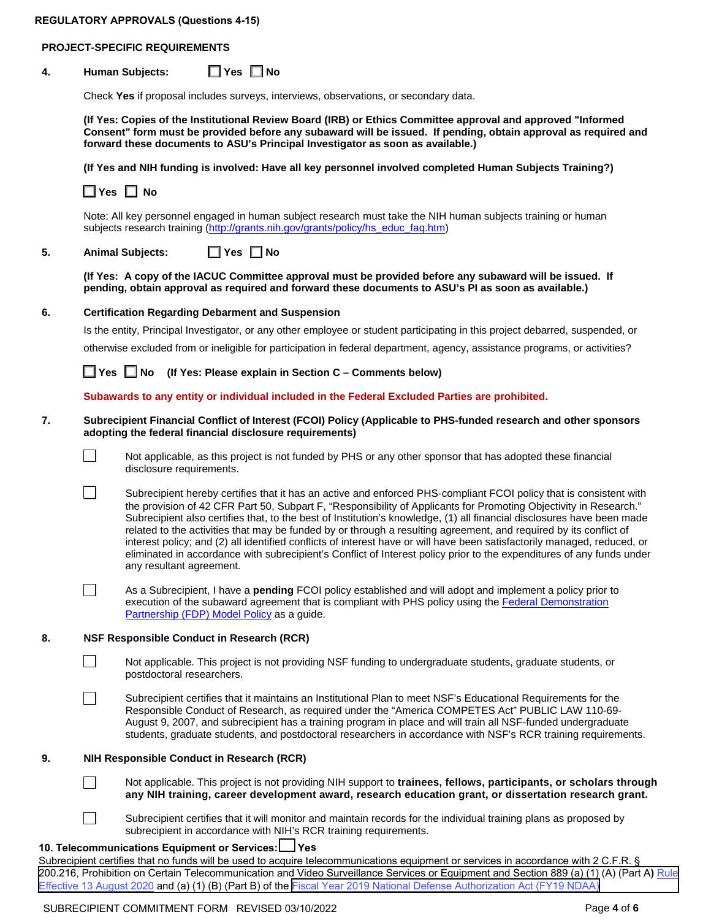**REGULATORY APPROVALS (Questions 4-15)**

**PROJECT-SPECIFIC REQUIREMENTS**

**4. Human Subjects:** ☐ **Yes** ☐ **No**

Check **Yes** if proposal includes surveys, interviews, observations, or secondary data.

**(If Yes: Copies of the Institutional Review Board (IRB) or Ethics Committee approval and approved "Informed Consent" form must be provided before any subaward will be issued. If pending, obtain approval as required and forward these documents to ASU's Principal Investigator as soon as available.)**

**(If Yes and NIH funding is involved: Have all key personnel involved completed Human Subjects Training?)**

☐ **Yes** ☐ **No**

Note: All key personnel engaged in human subject research must take the NIH human subjects training or human subjects research training (http://grants.nih.gov/grants/policy/hs_educ_faq.htm)

**5. Animal Subjects:** ☐ **Yes** ☐ **No**

**(If Yes: A copy of the IACUC Committee approval must be provided before any subaward will be issued. If pending, obtain approval as required and forward these documents to ASU's PI as soon as available.)**

**6. Certification Regarding Debarment and Suspension**

Is the entity, Principal Investigator, or any other employee or student participating in this project debarred, suspended, or otherwise excluded from or ineligible for participation in federal department, agency, assistance programs, or activities?

☐ **Yes** ☐ **No** **(If Yes: Please explain in Section C – Comments below)**

**Subawards to any entity or individual included in the Federal Excluded Parties are prohibited.**

**7. Subrecipient Financial Conflict of Interest (FCOI) Policy (Applicable to PHS-funded research and other sponsors adopting the federal financial disclosure requirements)**

☐ Not applicable, as this project is not funded by PHS or any other sponsor that has adopted these financial disclosure requirements.

☐ Subrecipient hereby certifies that it has an active and enforced PHS-compliant FCOI policy that is consistent with the provision of 42 CFR Part 50, Subpart F, "Responsibility of Applicants for Promoting Objectivity in Research." Subrecipient also certifies that, to the best of Institution's knowledge, (1) all financial disclosures have been made related to the activities that may be funded by or through a resulting agreement, and required by its conflict of interest policy; and (2) all identified conflicts of interest have or will have been satisfactorily managed, reduced, or eliminated in accordance with subrecipient's Conflict of Interest policy prior to the expenditures of any funds under any resultant agreement.

☐ As a Subrecipient, I have a **pending** FCOI policy established and will adopt and implement a policy prior to execution of the subaward agreement that is compliant with PHS policy using the Federal Demonstration Partnership (FDP) Model Policy as a guide.

**8. NSF Responsible Conduct in Research (RCR)**

☐ Not applicable. This project is not providing NSF funding to undergraduate students, graduate students, or postdoctoral researchers.

☐ Subrecipient certifies that it maintains an Institutional Plan to meet NSF's Educational Requirements for the Responsible Conduct of Research, as required under the "America COMPETES Act" PUBLIC LAW 110-69-August 9, 2007, and subrecipient has a training program in place and will train all NSF-funded undergraduate students, graduate students, and postdoctoral researchers in accordance with NSF's RCR training requirements.

**9. NIH Responsible Conduct in Research (RCR)**

☐ Not applicable. This project is not providing NIH support to **trainees, fellows, participants, or scholars through any NIH training, career development award, research education grant, or dissertation research grant.**

☐ Subrecipient certifies that it will monitor and maintain records for the individual training plans as proposed by subrecipient in accordance with NIH's RCR training requirements.

**10. Telecommunications Equipment or Services:** ☐ **Yes**

Subrecipient certifies that no funds will be used to acquire telecommunications equipment or services in accordance with 2 C.F.R. § 200.216, Prohibition on Certain Telecommunication and Video Surveillance Services or Equipment and Section 889 (a) (1) (A) (Part A) Rule Effective 13 August 2020 and (a) (1) (B) (Part B) of the Fiscal Year 2019 National Defense Authorization Act (FY19 NDAA)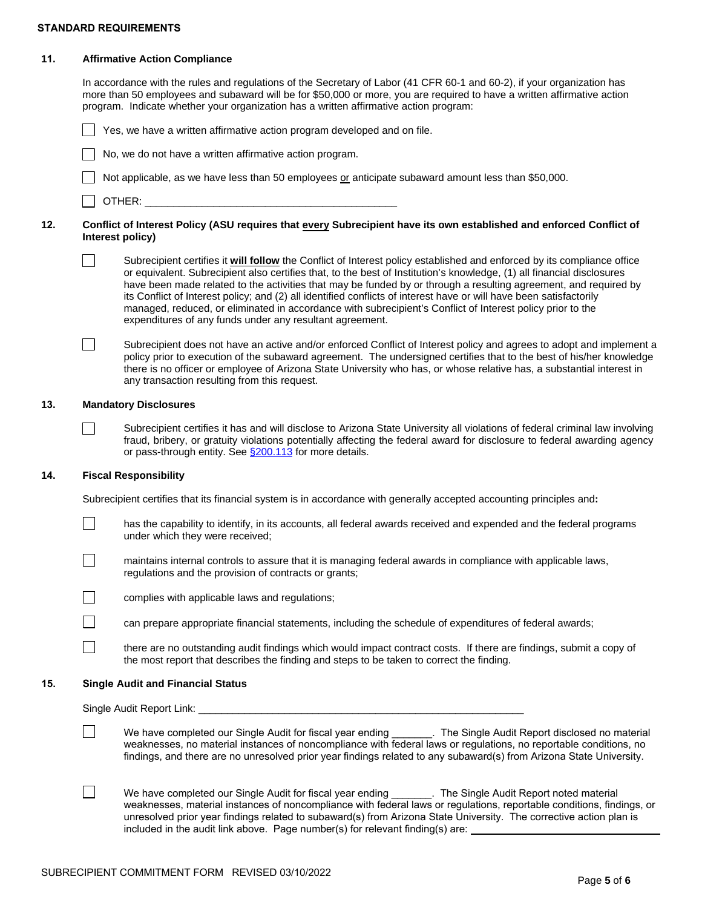**STANDARD REQUIREMENTS**

**11. Affirmative Action Compliance**

In accordance with the rules and regulations of the Secretary of Labor (41 CFR 60-1 and 60-2), if your organization has more than 50 employees and subaward will be for $50,000 or more, you are required to have a written affirmative action program. Indicate whether your organization has a written affirmative action program:

- ☐ Yes, we have a written affirmative action program developed and on file.
- ☐ No, we do not have a written affirmative action program.
- ☐ Not applicable, as we have less than 50 employees <u>or</u> anticipate subaward amount less than $50,000.
- ☐ OTHER: ___________________________________________

**12. Conflict of Interest Policy (ASU requires that <u>every</u> Subrecipient have its own established and enforced Conflict of Interest policy)**

- ☐ Subrecipient certifies it **<u>will follow</u>** the Conflict of Interest policy established and enforced by its compliance office or equivalent. Subrecipient also certifies that, to the best of Institution's knowledge, (1) all financial disclosures have been made related to the activities that may be funded by or through a resulting agreement, and required by its Conflict of Interest policy; and (2) all identified conflicts of interest have or will have been satisfactorily managed, reduced, or eliminated in accordance with subrecipient's Conflict of Interest policy prior to the expenditures of any funds under any resultant agreement.
- ☐ Subrecipient does not have an active and/or enforced Conflict of Interest policy and agrees to adopt and implement a policy prior to execution of the subaward agreement. The undersigned certifies that to the best of his/her knowledge there is no officer or employee of Arizona State University who has, or whose relative has, a substantial interest in any transaction resulting from this request.

**13. Mandatory Disclosures**

- ☐ Subrecipient certifies it has and will disclose to Arizona State University all violations of federal criminal law involving fraud, bribery, or gratuity violations potentially affecting the federal award for disclosure to federal awarding agency or pass-through entity. See §200.113 for more details.

**14. Fiscal Responsibility**

Subrecipient certifies that its financial system is in accordance with generally accepted accounting principles and**:**

- ☐ has the capability to identify, in its accounts, all federal awards received and expended and the federal programs under which they were received;
- ☐ maintains internal controls to assure that it is managing federal awards in compliance with applicable laws, regulations and the provision of contracts or grants;
- ☐ complies with applicable laws and regulations;
- ☐ can prepare appropriate financial statements, including the schedule of expenditures of federal awards;
- ☐ there are no outstanding audit findings which would impact contract costs. If there are findings, submit a copy of the most report that describes the finding and steps to be taken to correct the finding.

**15. Single Audit and Financial Status**

Single Audit Report Link: ___________________________________________________________

- ☐ We have completed our Single Audit for fiscal year ending _______. The Single Audit Report disclosed no material weaknesses, no material instances of noncompliance with federal laws or regulations, no reportable conditions, no findings, and there are no unresolved prior year findings related to any subaward(s) from Arizona State University.
- ☐ We have completed our Single Audit for fiscal year ending _______. The Single Audit Report noted material weaknesses, material instances of noncompliance with federal laws or regulations, reportable conditions, findings, or unresolved prior year findings related to subaward(s) from Arizona State University. The corrective action plan is included in the audit link above. Page number(s) for relevant finding(s) are: ___________________

SUBRECIPIENT COMMITMENT FORM REVISED 03/10/2022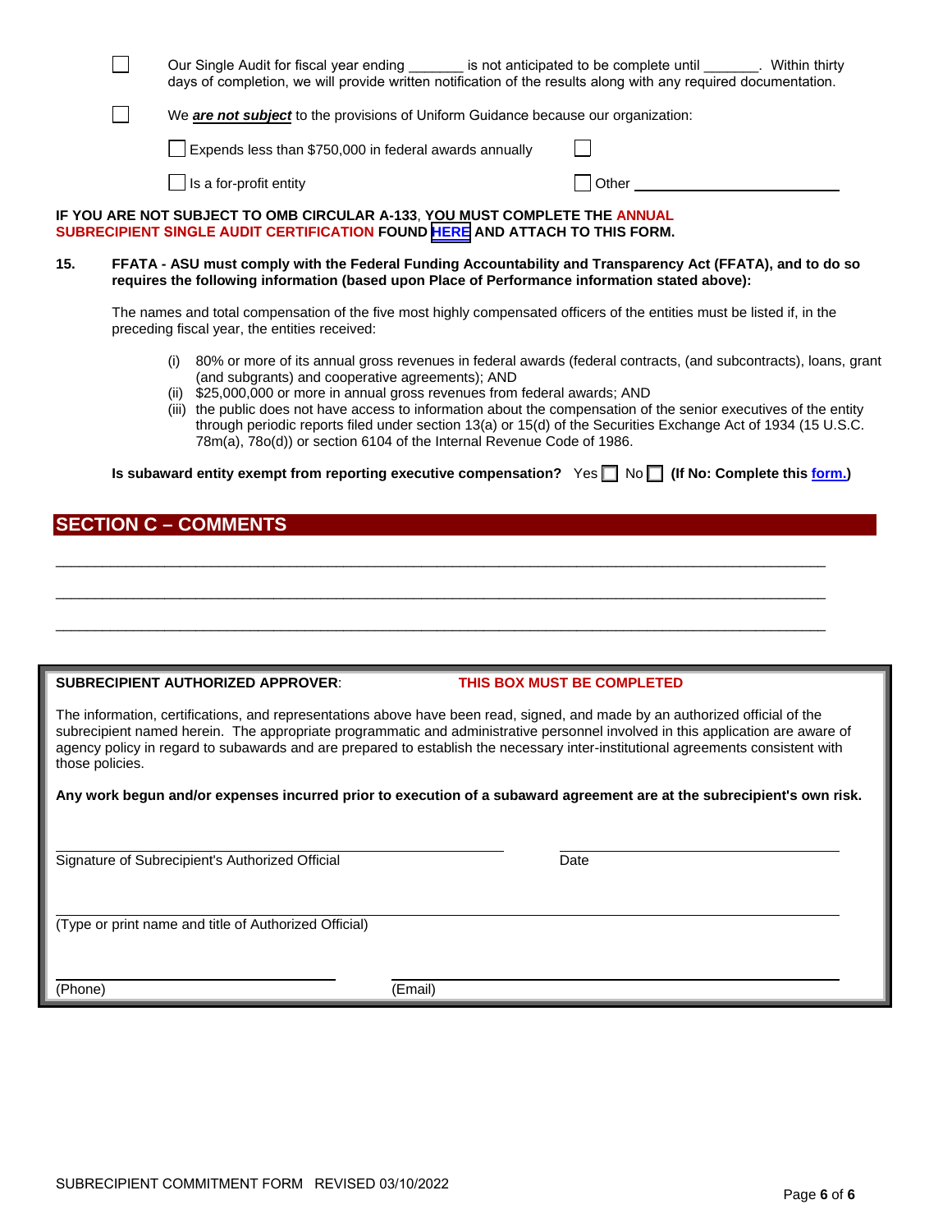☐ Our Single Audit for fiscal year ending _______ is not anticipated to be complete until _______. Within thirty days of completion, we will provide written notification of the results along with any required documentation.

☐ We ***are not subject*** to the provisions of Uniform Guidance because our organization:

☐ Expends less than $750,000 in federal awards annually ☐

☐ Is a for-profit entity ☐ Other ____________________

**IF YOU ARE NOT SUBJECT TO OMB CIRCULAR A-133, YOU MUST COMPLETE THE ANNUAL SUBRECIPIENT SINGLE AUDIT CERTIFICATION FOUND HERE AND ATTACH TO THIS FORM.**

**15. FFATA - ASU must comply with the Federal Funding Accountability and Transparency Act (FFATA), and to do so requires the following information (based upon Place of Performance information stated above):**

The names and total compensation of the five most highly compensated officers of the entities must be listed if, in the preceding fiscal year, the entities received:

- (i) 80% or more of its annual gross revenues in federal awards (federal contracts, (and subcontracts), loans, grant (and subgrants) and cooperative agreements); AND
- (ii) $25,000,000 or more in annual gross revenues from federal awards; AND
- (iii) the public does not have access to information about the compensation of the senior executives of the entity through periodic reports filed under section 13(a) or 15(d) of the Securities Exchange Act of 1934 (15 U.S.C. 78m(a), 78o(d)) or section 6104 of the Internal Revenue Code of 1986.

**Is subaward entity exempt from reporting executive compensation?** Yes ☐ No ☐ **(If No: Complete this form.)**

## SECTION C – COMMENTS

____________________________________________________________________________________

____________________________________________________________________________________

____________________________________________________________________________________

**SUBRECIPIENT AUTHORIZED APPROVER**: **THIS BOX MUST BE COMPLETED**

The information, certifications, and representations above have been read, signed, and made by an authorized official of the subrecipient named herein. The appropriate programmatic and administrative personnel involved in this application are aware of agency policy in regard to subawards and are prepared to establish the necessary inter-institutional agreements consistent with those policies.

**Any work begun and/or expenses incurred prior to execution of a subaward agreement are at the subrecipient's own risk.**

______________________________________ ______________________

Signature of Subrecipient's Authorized Official Date

____________________________________________________________________________________

(Type or print name and title of Authorized Official)

______________________ ______________________________________

(Phone) (Email)

SUBRECIPIENT COMMITMENT FORM REVISED 03/10/2022